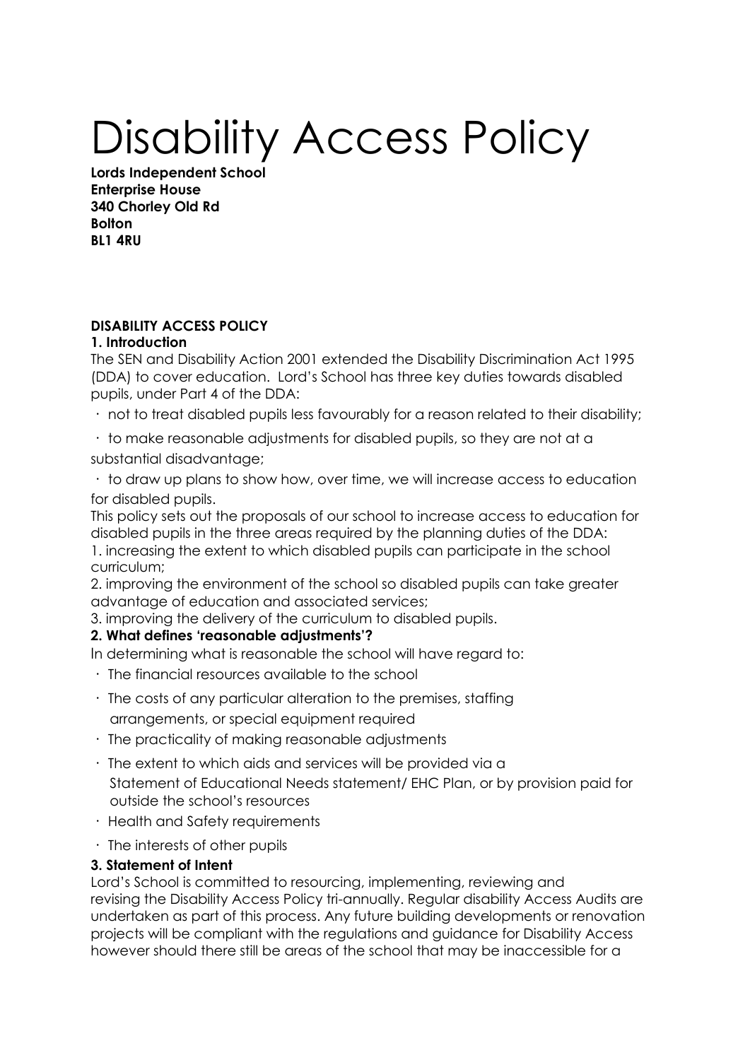# Disability Access Policy

**Lords Independent School**
**Enterprise House**
**340 Chorley Old Rd**
**Bolton**
**BL1 4RU**

**DISABILITY ACCESS POLICY**

**1. Introduction**

The SEN and Disability Action 2001 extended the Disability Discrimination Act 1995 (DDA) to cover education. Lord's School has three key duties towards disabled pupils, under Part 4 of the DDA:

- not to treat disabled pupils less favourably for a reason related to their disability;
- to make reasonable adjustments for disabled pupils, so they are not at a substantial disadvantage;
- to draw up plans to show how, over time, we will increase access to education for disabled pupils.

This policy sets out the proposals of our school to increase access to education for disabled pupils in the three areas required by the planning duties of the DDA:

1. increasing the extent to which disabled pupils can participate in the school curriculum;
2. improving the environment of the school so disabled pupils can take greater advantage of education and associated services;
3. improving the delivery of the curriculum to disabled pupils.

**2. What defines 'reasonable adjustments'?**

In determining what is reasonable the school will have regard to:

- The financial resources available to the school
- The costs of any particular alteration to the premises, staffing arrangements, or special equipment required
- The practicality of making reasonable adjustments
- The extent to which aids and services will be provided via a Statement of Educational Needs statement/ EHC Plan, or by provision paid for outside the school's resources
- Health and Safety requirements
- The interests of other pupils

**3. Statement of Intent**

Lord's School is committed to resourcing, implementing, reviewing and revising the Disability Access Policy tri-annually. Regular disability Access Audits are undertaken as part of this process. Any future building developments or renovation projects will be compliant with the regulations and guidance for Disability Access however should there still be areas of the school that may be inaccessible for a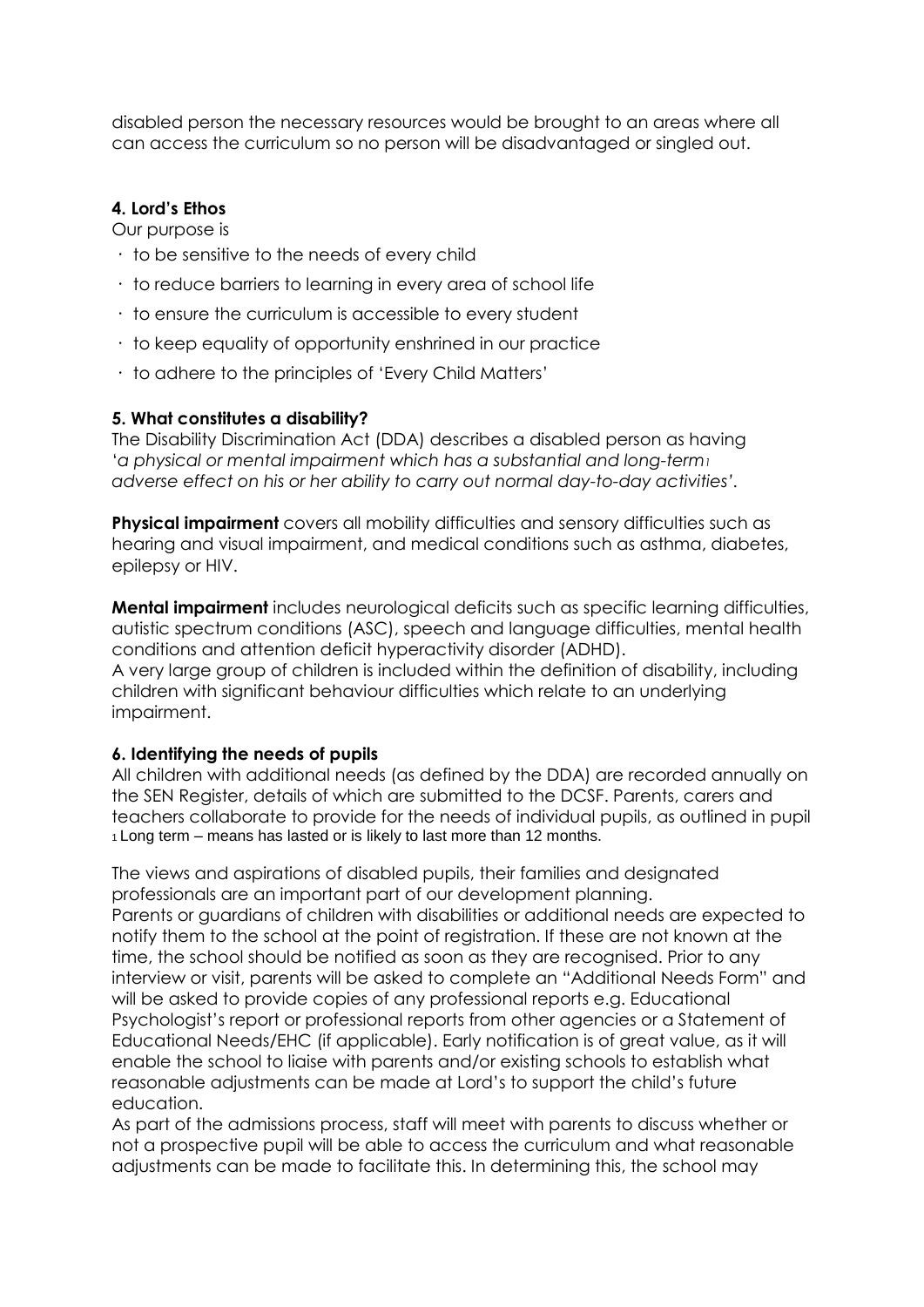disabled person the necessary resources would be brought to an areas where all can access the curriculum so no person will be disadvantaged or singled out.

### 4. Lord's Ethos

Our purpose is

- to be sensitive to the needs of every child
- to reduce barriers to learning in every area of school life
- to ensure the curriculum is accessible to every student
- to keep equality of opportunity enshrined in our practice
- to adhere to the principles of 'Every Child Matters'

### 5. What constitutes a disability?

The Disability Discrimination Act (DDA) describes a disabled person as having '*a physical or mental impairment which has a substantial and long-term*[1] *adverse effect on his or her ability to carry out normal day-to-day activities'*.

**Physical impairment** covers all mobility difficulties and sensory difficulties such as hearing and visual impairment, and medical conditions such as asthma, diabetes, epilepsy or HIV.

**Mental impairment** includes neurological deficits such as specific learning difficulties, autistic spectrum conditions (ASC), speech and language difficulties, mental health conditions and attention deficit hyperactivity disorder (ADHD).
A very large group of children is included within the definition of disability, including children with significant behaviour difficulties which relate to an underlying impairment.

### 6. Identifying the needs of pupils

All children with additional needs (as defined by the DDA) are recorded annually on the SEN Register, details of which are submitted to the DCSF. Parents, carers and teachers collaborate to provide for the needs of individual pupils, as outlined in pupil

[1] Long term – means has lasted or is likely to last more than 12 months.

The views and aspirations of disabled pupils, their families and designated professionals are an important part of our development planning.
Parents or guardians of children with disabilities or additional needs are expected to notify them to the school at the point of registration. If these are not known at the time, the school should be notified as soon as they are recognised. Prior to any interview or visit, parents will be asked to complete an "Additional Needs Form" and will be asked to provide copies of any professional reports e.g. Educational Psychologist's report or professional reports from other agencies or a Statement of Educational Needs/EHC (if applicable). Early notification is of great value, as it will enable the school to liaise with parents and/or existing schools to establish what reasonable adjustments can be made at Lord's to support the child's future education.
As part of the admissions process, staff will meet with parents to discuss whether or not a prospective pupil will be able to access the curriculum and what reasonable adjustments can be made to facilitate this. In determining this, the school may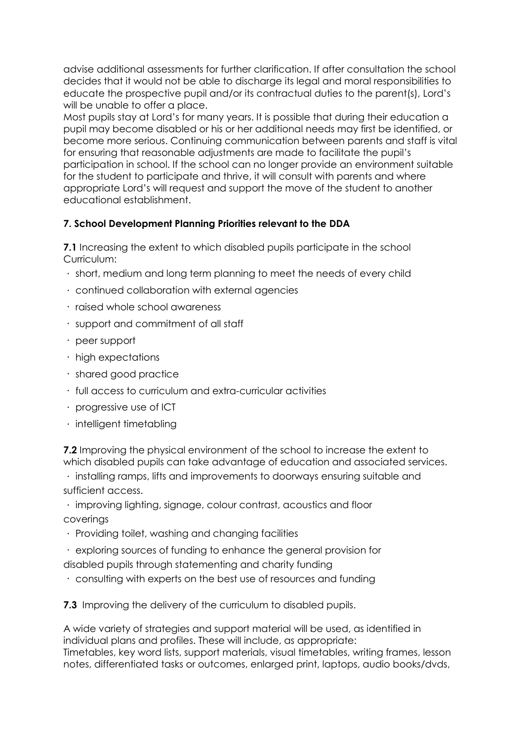advise additional assessments for further clarification. If after consultation the school decides that it would not be able to discharge its legal and moral responsibilities to educate the prospective pupil and/or its contractual duties to the parent(s), Lord's will be unable to offer a place.

Most pupils stay at Lord's for many years. It is possible that during their education a pupil may become disabled or his or her additional needs may first be identified, or become more serious. Continuing communication between parents and staff is vital for ensuring that reasonable adjustments are made to facilitate the pupil's participation in school. If the school can no longer provide an environment suitable for the student to participate and thrive, it will consult with parents and where appropriate Lord's will request and support the move of the student to another educational establishment.

### 7. School Development Planning Priorities relevant to the DDA

**7.1** Increasing the extent to which disabled pupils participate in the school Curriculum:

- short, medium and long term planning to meet the needs of every child
- continued collaboration with external agencies
- raised whole school awareness
- support and commitment of all staff
- peer support
- high expectations
- shared good practice
- full access to curriculum and extra-curricular activities
- progressive use of ICT
- intelligent timetabling

**7.2** Improving the physical environment of the school to increase the extent to which disabled pupils can take advantage of education and associated services.

- installing ramps, lifts and improvements to doorways ensuring suitable and sufficient access.
- improving lighting, signage, colour contrast, acoustics and floor coverings
- Providing toilet, washing and changing facilities
- exploring sources of funding to enhance the general provision for disabled pupils through statementing and charity funding
- consulting with experts on the best use of resources and funding

**7.3** Improving the delivery of the curriculum to disabled pupils.

A wide variety of strategies and support material will be used, as identified in individual plans and profiles. These will include, as appropriate:
Timetables, key word lists, support materials, visual timetables, writing frames, lesson notes, differentiated tasks or outcomes, enlarged print, laptops, audio books/dvds,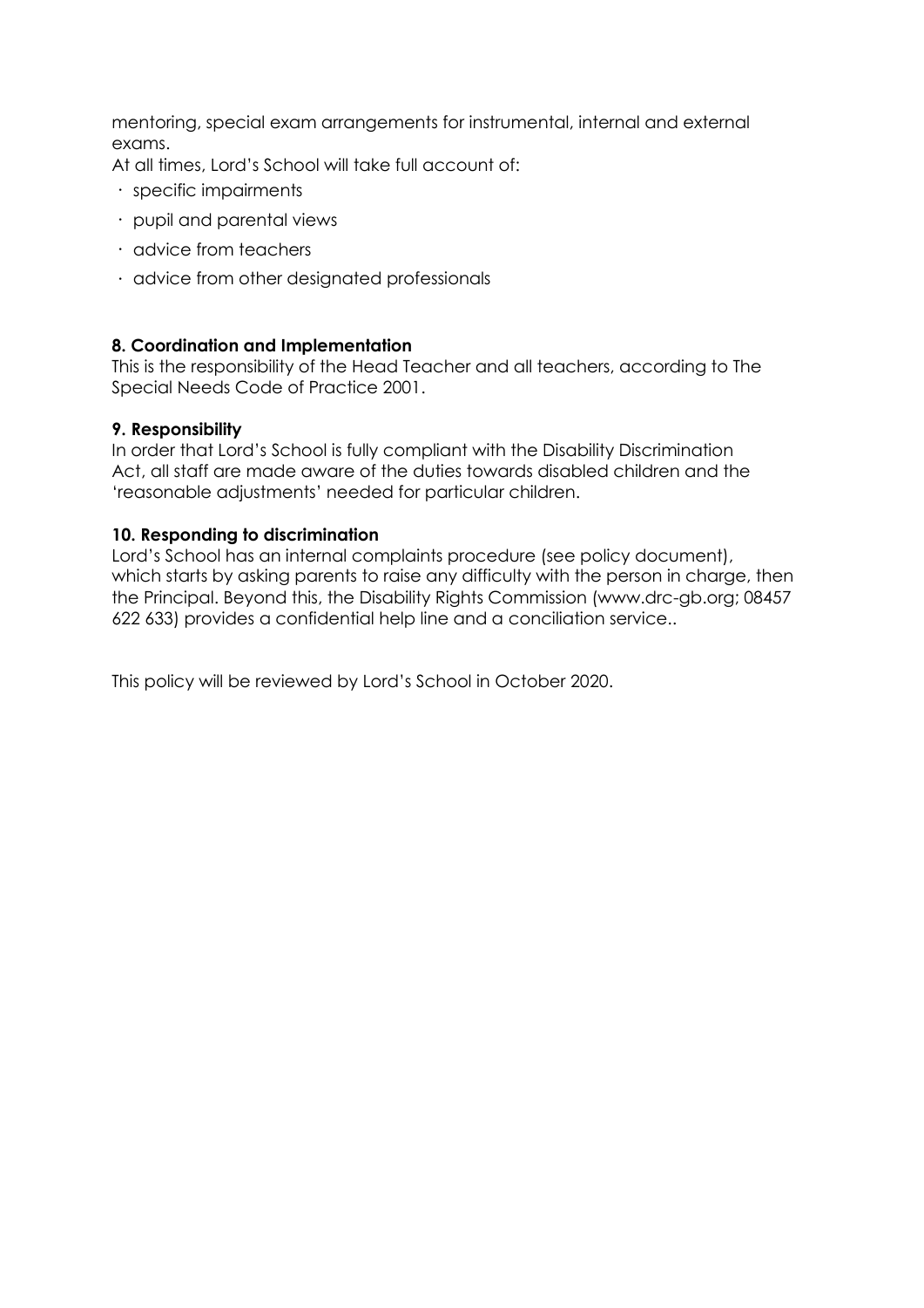mentoring, special exam arrangements for instrumental, internal and external exams.

At all times, Lord's School will take full account of:

- specific impairments
- pupil and parental views
- advice from teachers
- advice from other designated professionals

**8. Coordination and Implementation**

This is the responsibility of the Head Teacher and all teachers, according to The Special Needs Code of Practice 2001.

**9. Responsibility**

In order that Lord's School is fully compliant with the Disability Discrimination Act, all staff are made aware of the duties towards disabled children and the 'reasonable adjustments' needed for particular children.

**10. Responding to discrimination**

Lord's School has an internal complaints procedure (see policy document), which starts by asking parents to raise any difficulty with the person in charge, then the Principal. Beyond this, the Disability Rights Commission (www.drc-gb.org; 08457 622 633) provides a confidential help line and a conciliation service..

This policy will be reviewed by Lord's School in October 2020.